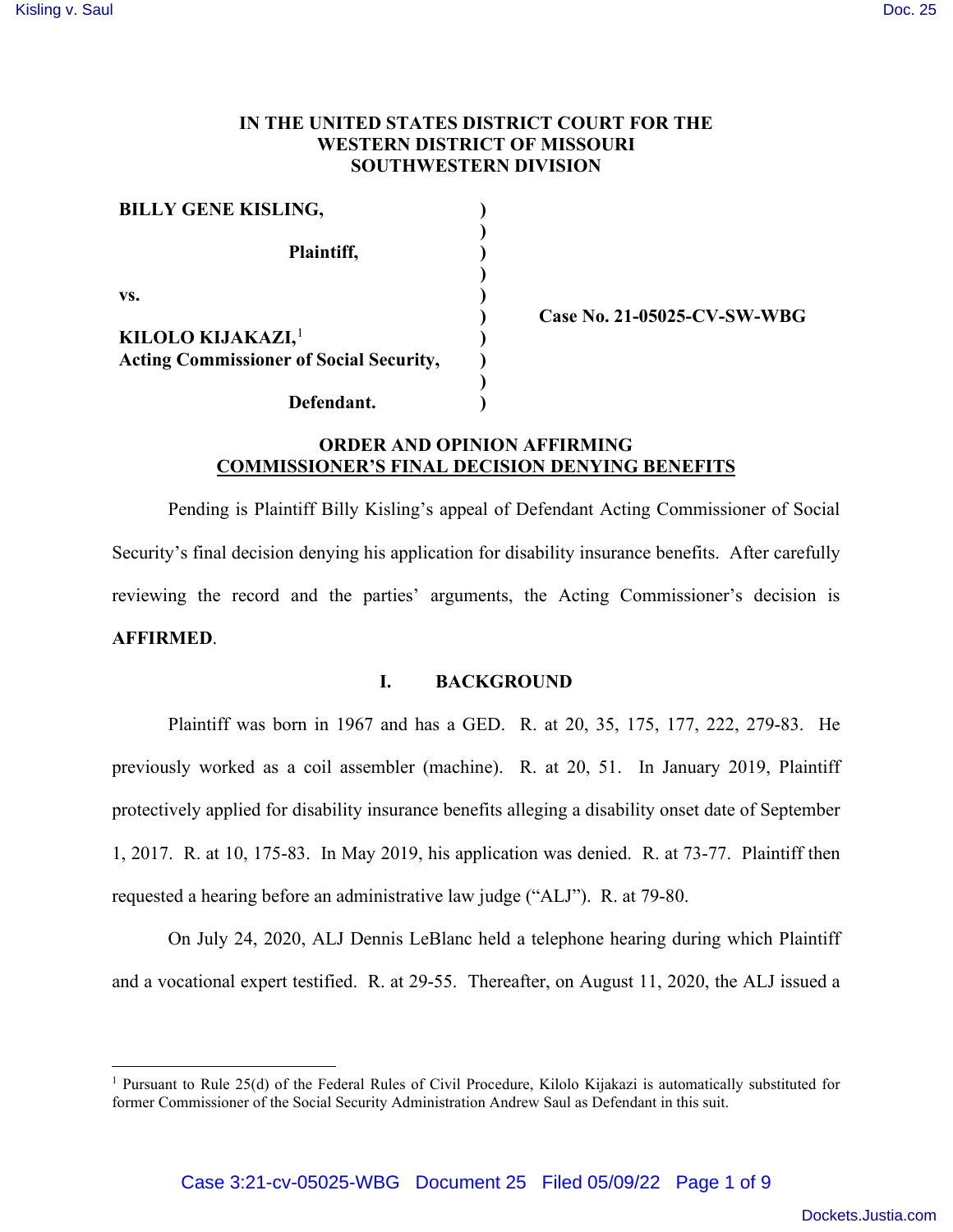**IN THE UNITED STATES DISTRICT COURT FOR THE WESTERN DISTRICT OF MISSOURI SOUTHWESTERN DIVISION**

| | | |
|---|---|---|
| **BILLY GENE KISLING,** | ) | |
| | ) | |
| **Plaintiff,** | ) | |
| | ) | |
| **vs.** | ) | |
| | ) | **Case No. 21-05025-CV-SW-WBG** |
| **KILOLO KIJAKAZI,**[1] | ) | |
| **Acting Commissioner of Social Security,** | ) | |
| | ) | |
| **Defendant.** | ) | |

**ORDER AND OPINION AFFIRMING COMMISSIONER'S FINAL DECISION DENYING BENEFITS**

Pending is Plaintiff Billy Kisling's appeal of Defendant Acting Commissioner of Social Security's final decision denying his application for disability insurance benefits. After carefully reviewing the record and the parties' arguments, the Acting Commissioner's decision is **AFFIRMED**.

## I. BACKGROUND

Plaintiff was born in 1967 and has a GED. R. at 20, 35, 175, 177, 222, 279-83. He previously worked as a coil assembler (machine). R. at 20, 51. In January 2019, Plaintiff protectively applied for disability insurance benefits alleging a disability onset date of September 1, 2017. R. at 10, 175-83. In May 2019, his application was denied. R. at 73-77. Plaintiff then requested a hearing before an administrative law judge ("ALJ"). R. at 79-80.

On July 24, 2020, ALJ Dennis LeBlanc held a telephone hearing during which Plaintiff and a vocational expert testified. R. at 29-55. Thereafter, on August 11, 2020, the ALJ issued a

[1] Pursuant to Rule 25(d) of the Federal Rules of Civil Procedure, Kilolo Kijakazi is automatically substituted for former Commissioner of the Social Security Administration Andrew Saul as Defendant in this suit.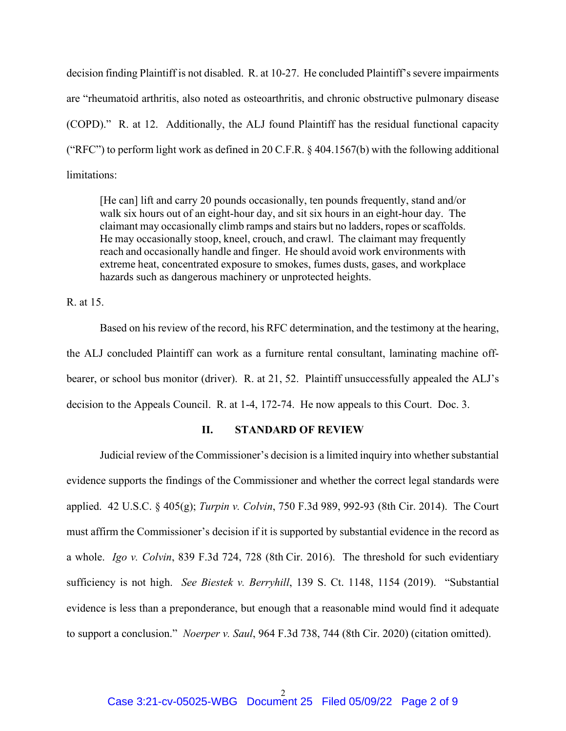decision finding Plaintiff is not disabled. R. at 10-27. He concluded Plaintiff's severe impairments are "rheumatoid arthritis, also noted as osteoarthritis, and chronic obstructive pulmonary disease (COPD)." R. at 12. Additionally, the ALJ found Plaintiff has the residual functional capacity ("RFC") to perform light work as defined in 20 C.F.R. § 404.1567(b) with the following additional limitations:

> [He can] lift and carry 20 pounds occasionally, ten pounds frequently, stand and/or walk six hours out of an eight-hour day, and sit six hours in an eight-hour day. The claimant may occasionally climb ramps and stairs but no ladders, ropes or scaffolds. He may occasionally stoop, kneel, crouch, and crawl. The claimant may frequently reach and occasionally handle and finger. He should avoid work environments with extreme heat, concentrated exposure to smokes, fumes dusts, gases, and workplace hazards such as dangerous machinery or unprotected heights.

R. at 15.

Based on his review of the record, his RFC determination, and the testimony at the hearing, the ALJ concluded Plaintiff can work as a furniture rental consultant, laminating machine off-bearer, or school bus monitor (driver). R. at 21, 52. Plaintiff unsuccessfully appealed the ALJ's decision to the Appeals Council. R. at 1-4, 172-74. He now appeals to this Court. Doc. 3.

## II. STANDARD OF REVIEW

Judicial review of the Commissioner's decision is a limited inquiry into whether substantial evidence supports the findings of the Commissioner and whether the correct legal standards were applied. 42 U.S.C. § 405(g); *Turpin v. Colvin*, 750 F.3d 989, 992-93 (8th Cir. 2014). The Court must affirm the Commissioner's decision if it is supported by substantial evidence in the record as a whole. *Igo v. Colvin*, 839 F.3d 724, 728 (8th Cir. 2016). The threshold for such evidentiary sufficiency is not high. *See Biestek v. Berryhill*, 139 S. Ct. 1148, 1154 (2019). "Substantial evidence is less than a preponderance, but enough that a reasonable mind would find it adequate to support a conclusion." *Noerper v. Saul*, 964 F.3d 738, 744 (8th Cir. 2020) (citation omitted).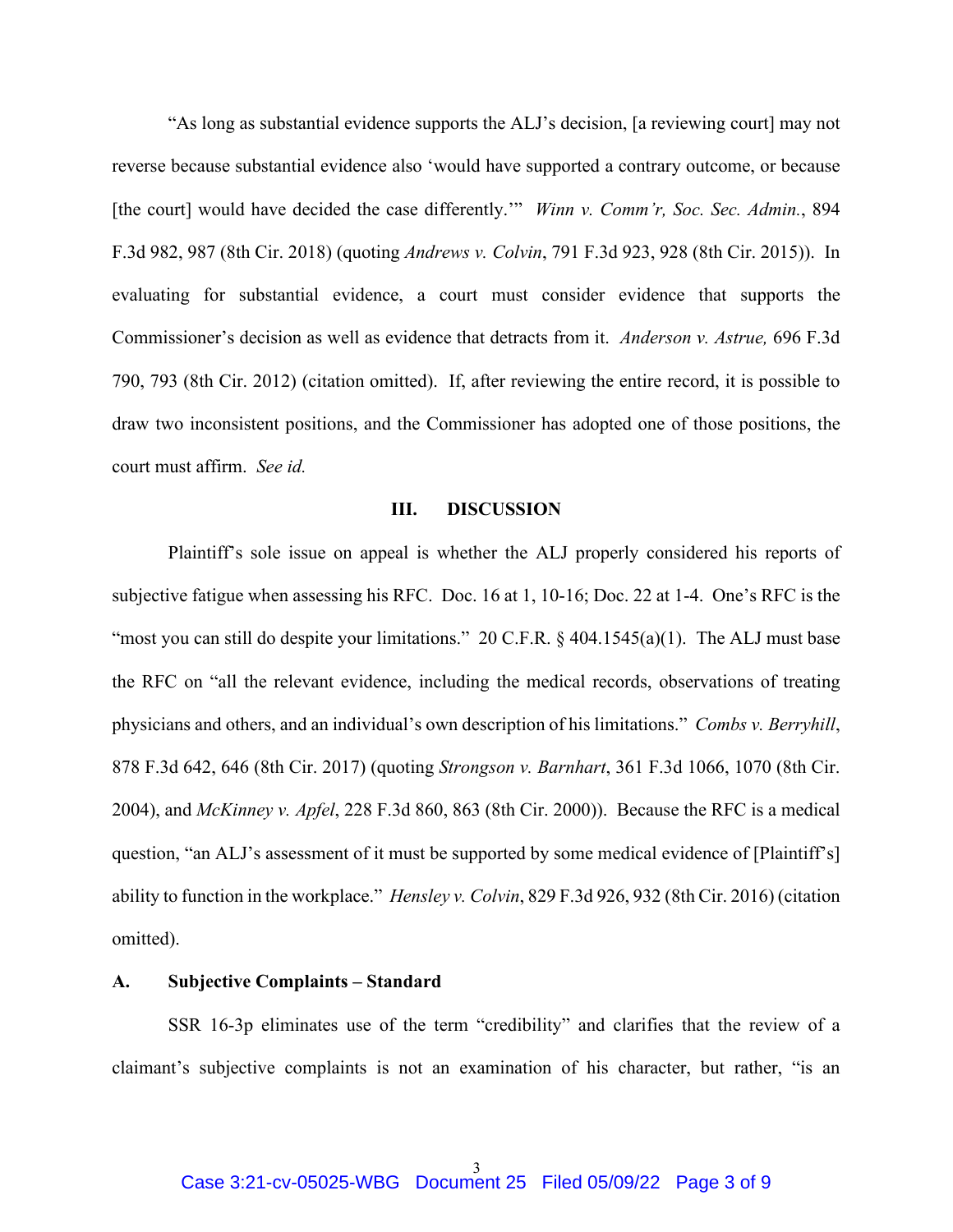"As long as substantial evidence supports the ALJ's decision, [a reviewing court] may not reverse because substantial evidence also 'would have supported a contrary outcome, or because [the court] would have decided the case differently.'" *Winn v. Comm'r, Soc. Sec. Admin.*, 894 F.3d 982, 987 (8th Cir. 2018) (quoting *Andrews v. Colvin*, 791 F.3d 923, 928 (8th Cir. 2015)). In evaluating for substantial evidence, a court must consider evidence that supports the Commissioner's decision as well as evidence that detracts from it. *Anderson v. Astrue,* 696 F.3d 790, 793 (8th Cir. 2012) (citation omitted). If, after reviewing the entire record, it is possible to draw two inconsistent positions, and the Commissioner has adopted one of those positions, the court must affirm. *See id.*

## III. DISCUSSION

Plaintiff's sole issue on appeal is whether the ALJ properly considered his reports of subjective fatigue when assessing his RFC. Doc. 16 at 1, 10-16; Doc. 22 at 1-4. One's RFC is the "most you can still do despite your limitations." 20 C.F.R. § 404.1545(a)(1). The ALJ must base the RFC on "all the relevant evidence, including the medical records, observations of treating physicians and others, and an individual's own description of his limitations." *Combs v. Berryhill*, 878 F.3d 642, 646 (8th Cir. 2017) (quoting *Strongson v. Barnhart*, 361 F.3d 1066, 1070 (8th Cir. 2004), and *McKinney v. Apfel*, 228 F.3d 860, 863 (8th Cir. 2000)). Because the RFC is a medical question, "an ALJ's assessment of it must be supported by some medical evidence of [Plaintiff's] ability to function in the workplace." *Hensley v. Colvin*, 829 F.3d 926, 932 (8th Cir. 2016) (citation omitted).

### A. Subjective Complaints – Standard

SSR 16-3p eliminates use of the term "credibility" and clarifies that the review of a claimant's subjective complaints is not an examination of his character, but rather, "is an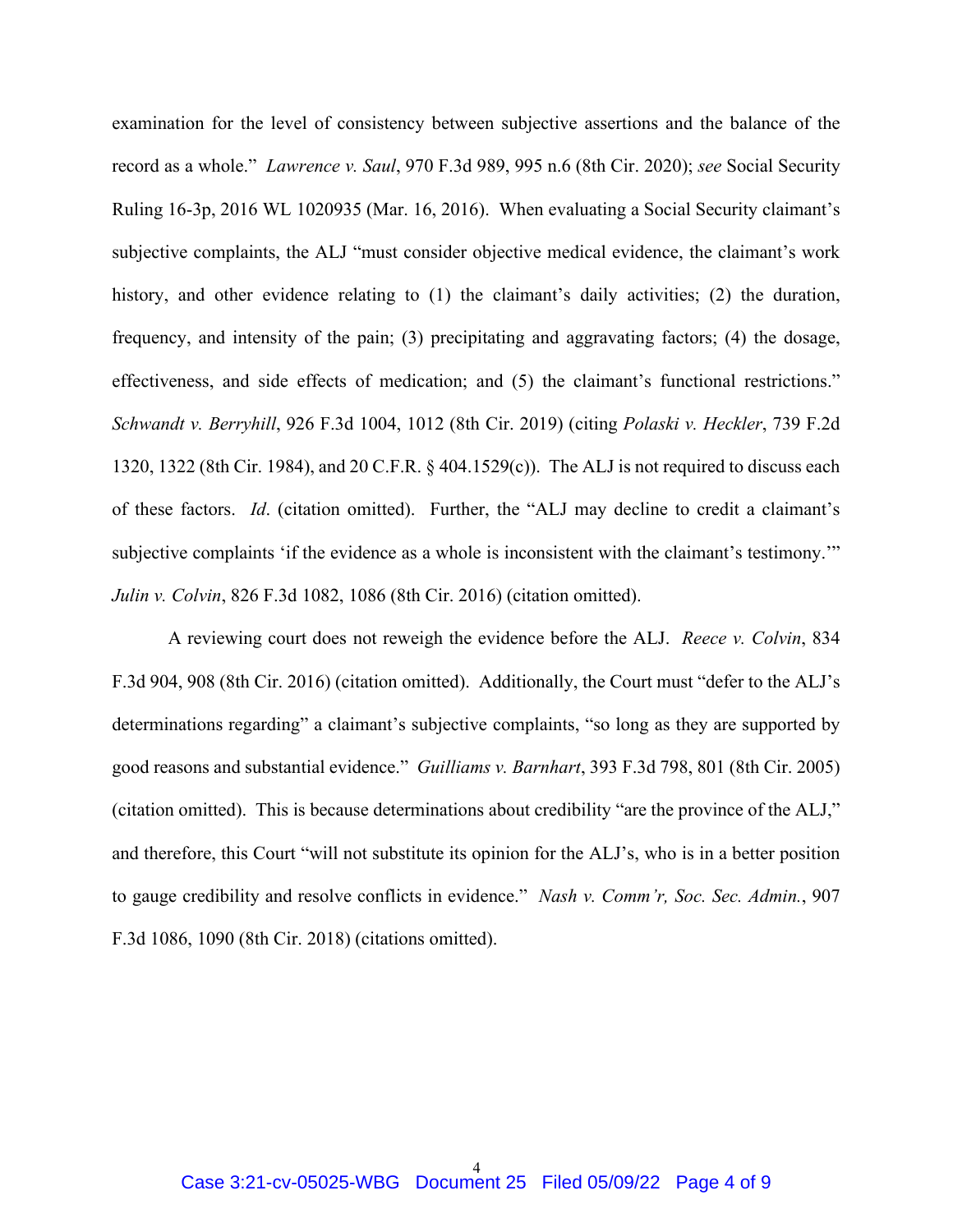examination for the level of consistency between subjective assertions and the balance of the record as a whole." *Lawrence v. Saul*, 970 F.3d 989, 995 n.6 (8th Cir. 2020); *see* Social Security Ruling 16-3p, 2016 WL 1020935 (Mar. 16, 2016). When evaluating a Social Security claimant's subjective complaints, the ALJ "must consider objective medical evidence, the claimant's work history, and other evidence relating to (1) the claimant's daily activities; (2) the duration, frequency, and intensity of the pain; (3) precipitating and aggravating factors; (4) the dosage, effectiveness, and side effects of medication; and (5) the claimant's functional restrictions." *Schwandt v. Berryhill*, 926 F.3d 1004, 1012 (8th Cir. 2019) (citing *Polaski v. Heckler*, 739 F.2d 1320, 1322 (8th Cir. 1984), and 20 C.F.R. § 404.1529(c)). The ALJ is not required to discuss each of these factors. *Id*. (citation omitted). Further, the "ALJ may decline to credit a claimant's subjective complaints 'if the evidence as a whole is inconsistent with the claimant's testimony.'" *Julin v. Colvin*, 826 F.3d 1082, 1086 (8th Cir. 2016) (citation omitted).

A reviewing court does not reweigh the evidence before the ALJ. *Reece v. Colvin*, 834 F.3d 904, 908 (8th Cir. 2016) (citation omitted). Additionally, the Court must "defer to the ALJ's determinations regarding" a claimant's subjective complaints, "so long as they are supported by good reasons and substantial evidence." *Guilliams v. Barnhart*, 393 F.3d 798, 801 (8th Cir. 2005) (citation omitted). This is because determinations about credibility "are the province of the ALJ," and therefore, this Court "will not substitute its opinion for the ALJ's, who is in a better position to gauge credibility and resolve conflicts in evidence." *Nash v. Comm'r, Soc. Sec. Admin.*, 907 F.3d 1086, 1090 (8th Cir. 2018) (citations omitted).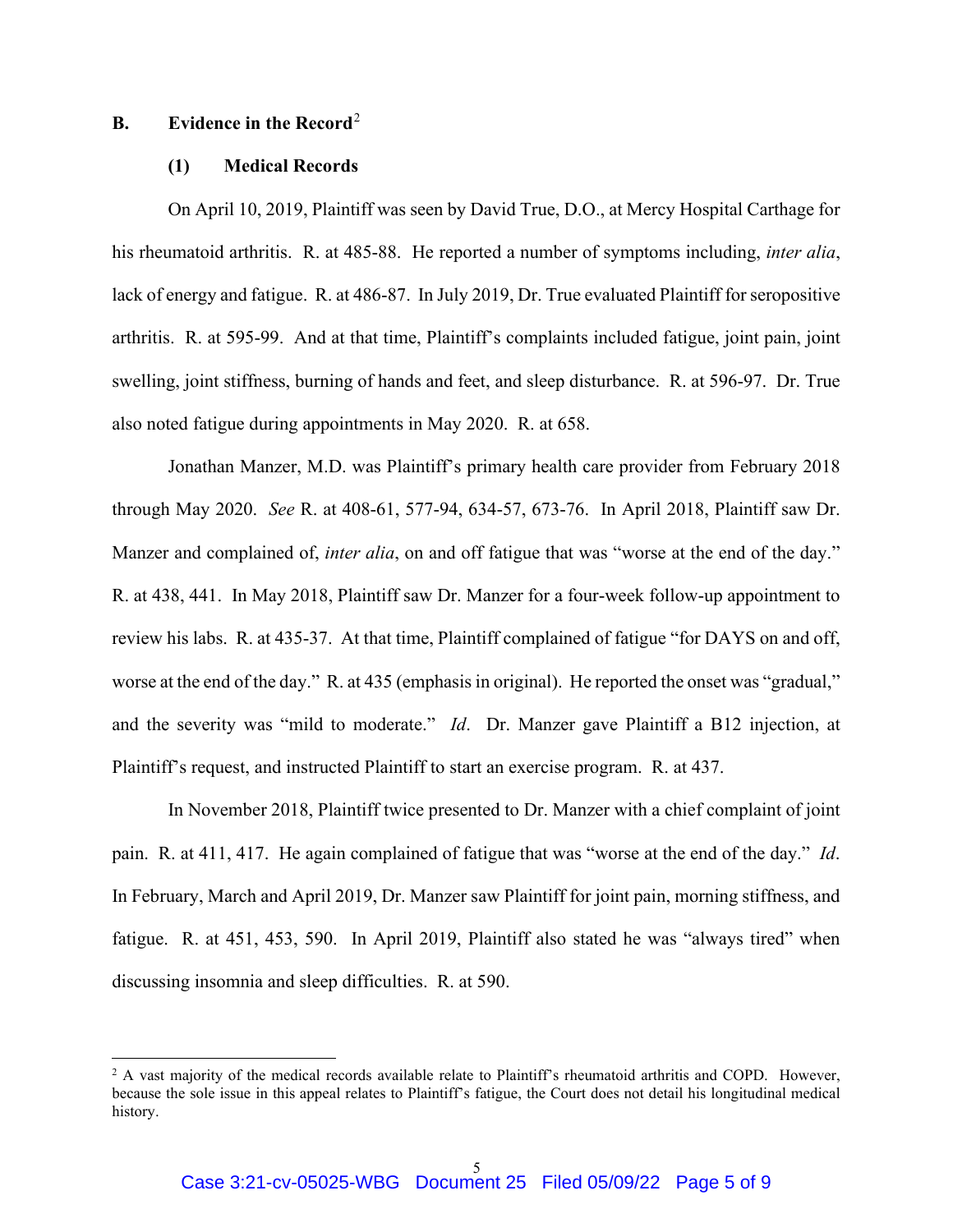### B. Evidence in the Record[2]

#### (1) Medical Records

On April 10, 2019, Plaintiff was seen by David True, D.O., at Mercy Hospital Carthage for his rheumatoid arthritis. R. at 485-88. He reported a number of symptoms including, *inter alia*, lack of energy and fatigue. R. at 486-87. In July 2019, Dr. True evaluated Plaintiff for seropositive arthritis. R. at 595-99. And at that time, Plaintiff's complaints included fatigue, joint pain, joint swelling, joint stiffness, burning of hands and feet, and sleep disturbance. R. at 596-97. Dr. True also noted fatigue during appointments in May 2020. R. at 658.

Jonathan Manzer, M.D. was Plaintiff's primary health care provider from February 2018 through May 2020. *See* R. at 408-61, 577-94, 634-57, 673-76. In April 2018, Plaintiff saw Dr. Manzer and complained of, *inter alia*, on and off fatigue that was "worse at the end of the day." R. at 438, 441. In May 2018, Plaintiff saw Dr. Manzer for a four-week follow-up appointment to review his labs. R. at 435-37. At that time, Plaintiff complained of fatigue "for DAYS on and off, worse at the end of the day." R. at 435 (emphasis in original). He reported the onset was "gradual," and the severity was "mild to moderate." *Id*. Dr. Manzer gave Plaintiff a B12 injection, at Plaintiff's request, and instructed Plaintiff to start an exercise program. R. at 437.

In November 2018, Plaintiff twice presented to Dr. Manzer with a chief complaint of joint pain. R. at 411, 417. He again complained of fatigue that was "worse at the end of the day." *Id*. In February, March and April 2019, Dr. Manzer saw Plaintiff for joint pain, morning stiffness, and fatigue. R. at 451, 453, 590. In April 2019, Plaintiff also stated he was "always tired" when discussing insomnia and sleep difficulties. R. at 590.

---

[2] A vast majority of the medical records available relate to Plaintiff's rheumatoid arthritis and COPD. However, because the sole issue in this appeal relates to Plaintiff's fatigue, the Court does not detail his longitudinal medical history.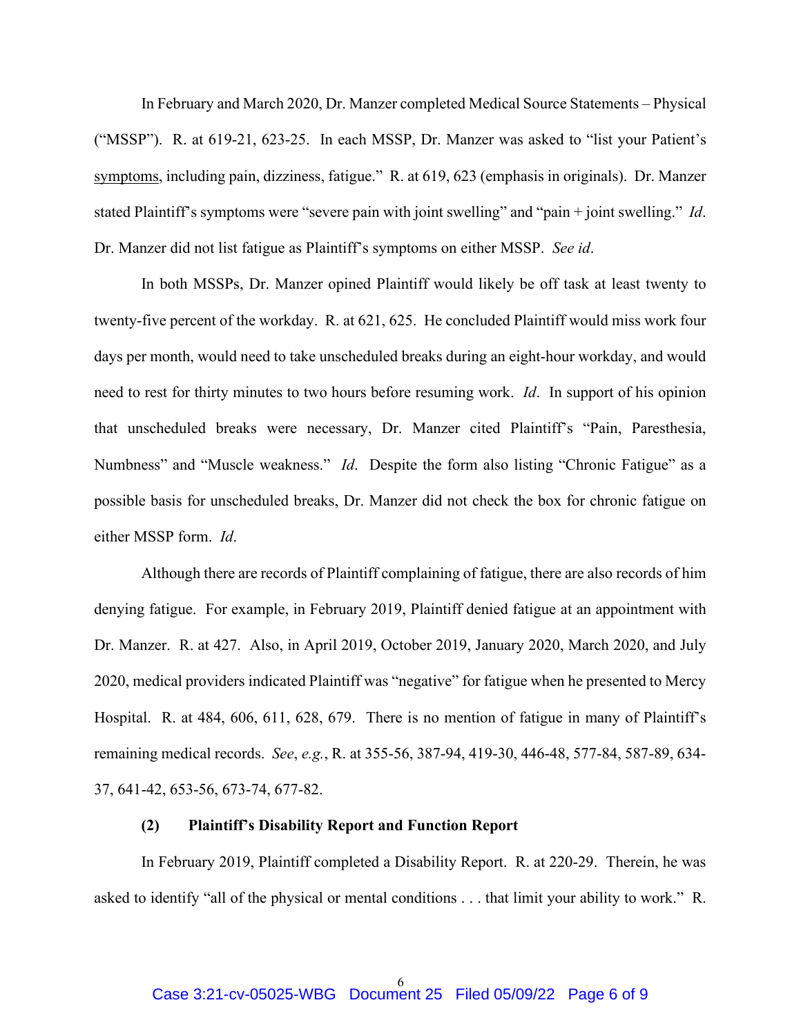In February and March 2020, Dr. Manzer completed Medical Source Statements – Physical ("MSSP"). R. at 619-21, 623-25. In each MSSP, Dr. Manzer was asked to "list your Patient's symptoms, including pain, dizziness, fatigue." R. at 619, 623 (emphasis in originals). Dr. Manzer stated Plaintiff's symptoms were "severe pain with joint swelling" and "pain + joint swelling." *Id*. Dr. Manzer did not list fatigue as Plaintiff's symptoms on either MSSP. *See id*.

In both MSSPs, Dr. Manzer opined Plaintiff would likely be off task at least twenty to twenty-five percent of the workday. R. at 621, 625. He concluded Plaintiff would miss work four days per month, would need to take unscheduled breaks during an eight-hour workday, and would need to rest for thirty minutes to two hours before resuming work. *Id*. In support of his opinion that unscheduled breaks were necessary, Dr. Manzer cited Plaintiff's "Pain, Paresthesia, Numbness" and "Muscle weakness." *Id*. Despite the form also listing "Chronic Fatigue" as a possible basis for unscheduled breaks, Dr. Manzer did not check the box for chronic fatigue on either MSSP form. *Id*.

Although there are records of Plaintiff complaining of fatigue, there are also records of him denying fatigue. For example, in February 2019, Plaintiff denied fatigue at an appointment with Dr. Manzer. R. at 427. Also, in April 2019, October 2019, January 2020, March 2020, and July 2020, medical providers indicated Plaintiff was "negative" for fatigue when he presented to Mercy Hospital. R. at 484, 606, 611, 628, 679. There is no mention of fatigue in many of Plaintiff's remaining medical records. *See*, *e.g.*, R. at 355-56, 387-94, 419-30, 446-48, 577-84, 587-89, 634-37, 641-42, 653-56, 673-74, 677-82.

**(2) Plaintiff's Disability Report and Function Report**

In February 2019, Plaintiff completed a Disability Report. R. at 220-29. Therein, he was asked to identify "all of the physical or mental conditions . . . that limit your ability to work." R.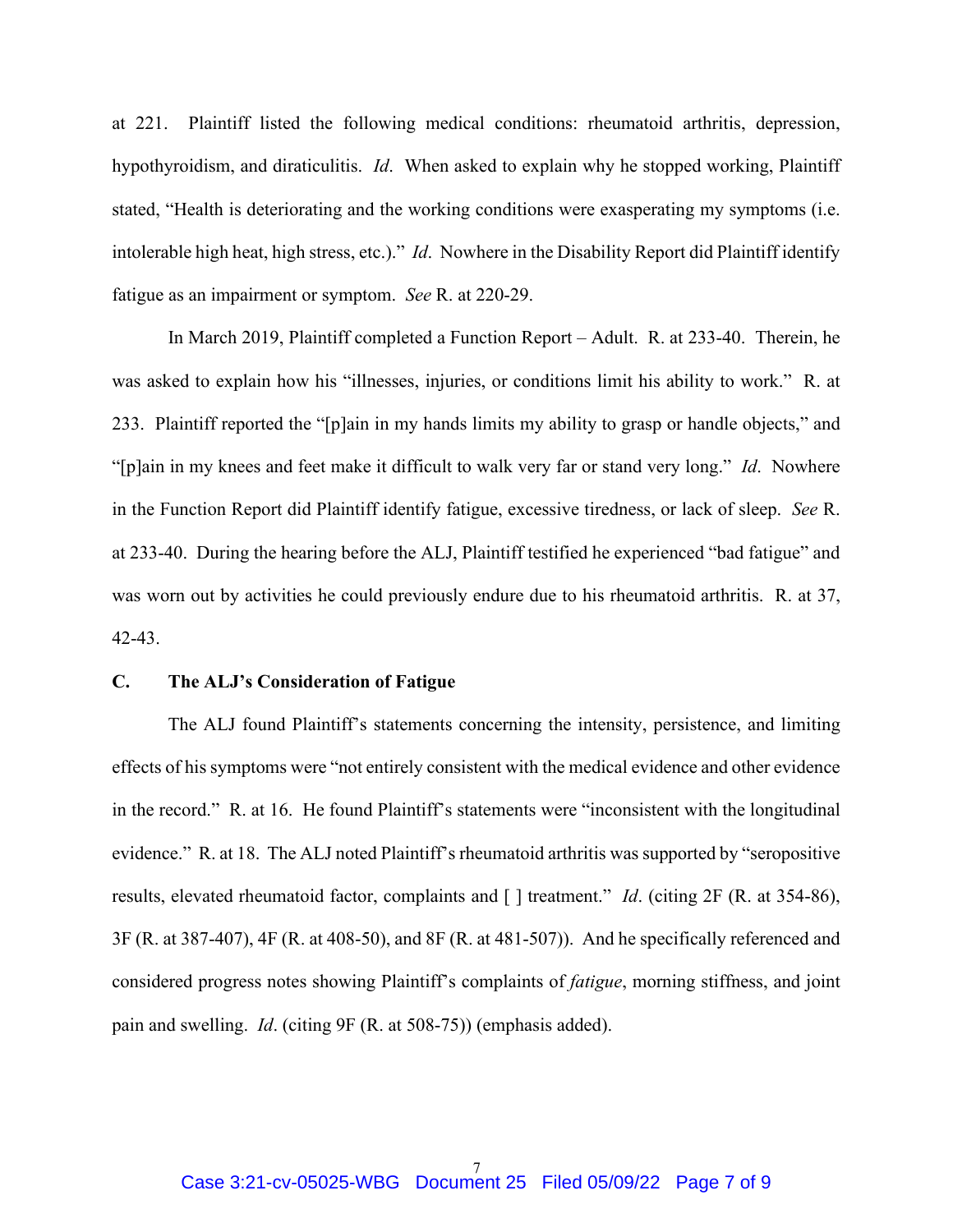at 221. Plaintiff listed the following medical conditions: rheumatoid arthritis, depression, hypothyroidism, and diraticulitis. *Id*. When asked to explain why he stopped working, Plaintiff stated, "Health is deteriorating and the working conditions were exasperating my symptoms (i.e. intolerable high heat, high stress, etc.)." *Id*. Nowhere in the Disability Report did Plaintiff identify fatigue as an impairment or symptom. *See* R. at 220-29.

In March 2019, Plaintiff completed a Function Report – Adult. R. at 233-40. Therein, he was asked to explain how his "illnesses, injuries, or conditions limit his ability to work." R. at 233. Plaintiff reported the "[p]ain in my hands limits my ability to grasp or handle objects," and "[p]ain in my knees and feet make it difficult to walk very far or stand very long." *Id*. Nowhere in the Function Report did Plaintiff identify fatigue, excessive tiredness, or lack of sleep. *See* R. at 233-40. During the hearing before the ALJ, Plaintiff testified he experienced "bad fatigue" and was worn out by activities he could previously endure due to his rheumatoid arthritis. R. at 37, 42-43.

### C. The ALJ's Consideration of Fatigue

The ALJ found Plaintiff's statements concerning the intensity, persistence, and limiting effects of his symptoms were "not entirely consistent with the medical evidence and other evidence in the record." R. at 16. He found Plaintiff's statements were "inconsistent with the longitudinal evidence." R. at 18. The ALJ noted Plaintiff's rheumatoid arthritis was supported by "seropositive results, elevated rheumatoid factor, complaints and [ ] treatment." *Id*. (citing 2F (R. at 354-86), 3F (R. at 387-407), 4F (R. at 408-50), and 8F (R. at 481-507)). And he specifically referenced and considered progress notes showing Plaintiff's complaints of *fatigue*, morning stiffness, and joint pain and swelling. *Id*. (citing 9F (R. at 508-75)) (emphasis added).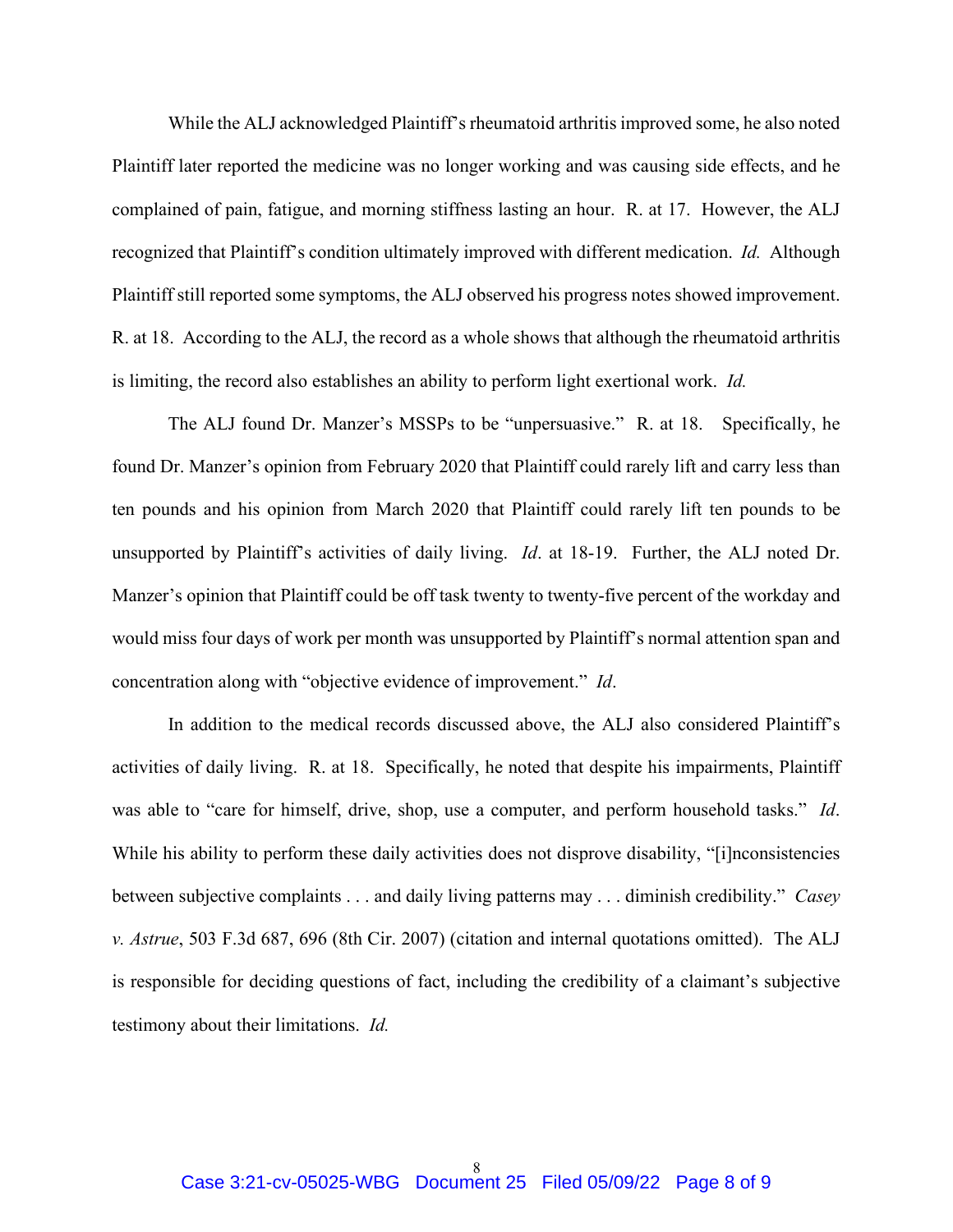While the ALJ acknowledged Plaintiff's rheumatoid arthritis improved some, he also noted Plaintiff later reported the medicine was no longer working and was causing side effects, and he complained of pain, fatigue, and morning stiffness lasting an hour. R. at 17. However, the ALJ recognized that Plaintiff's condition ultimately improved with different medication. *Id.* Although Plaintiff still reported some symptoms, the ALJ observed his progress notes showed improvement. R. at 18. According to the ALJ, the record as a whole shows that although the rheumatoid arthritis is limiting, the record also establishes an ability to perform light exertional work. *Id.*

The ALJ found Dr. Manzer's MSSPs to be "unpersuasive." R. at 18. Specifically, he found Dr. Manzer's opinion from February 2020 that Plaintiff could rarely lift and carry less than ten pounds and his opinion from March 2020 that Plaintiff could rarely lift ten pounds to be unsupported by Plaintiff's activities of daily living. *Id*. at 18-19. Further, the ALJ noted Dr. Manzer's opinion that Plaintiff could be off task twenty to twenty-five percent of the workday and would miss four days of work per month was unsupported by Plaintiff's normal attention span and concentration along with "objective evidence of improvement." *Id*.

In addition to the medical records discussed above, the ALJ also considered Plaintiff's activities of daily living. R. at 18. Specifically, he noted that despite his impairments, Plaintiff was able to "care for himself, drive, shop, use a computer, and perform household tasks." *Id*. While his ability to perform these daily activities does not disprove disability, "[i]nconsistencies between subjective complaints . . . and daily living patterns may . . . diminish credibility." *Casey v. Astrue*, 503 F.3d 687, 696 (8th Cir. 2007) (citation and internal quotations omitted). The ALJ is responsible for deciding questions of fact, including the credibility of a claimant's subjective testimony about their limitations. *Id.*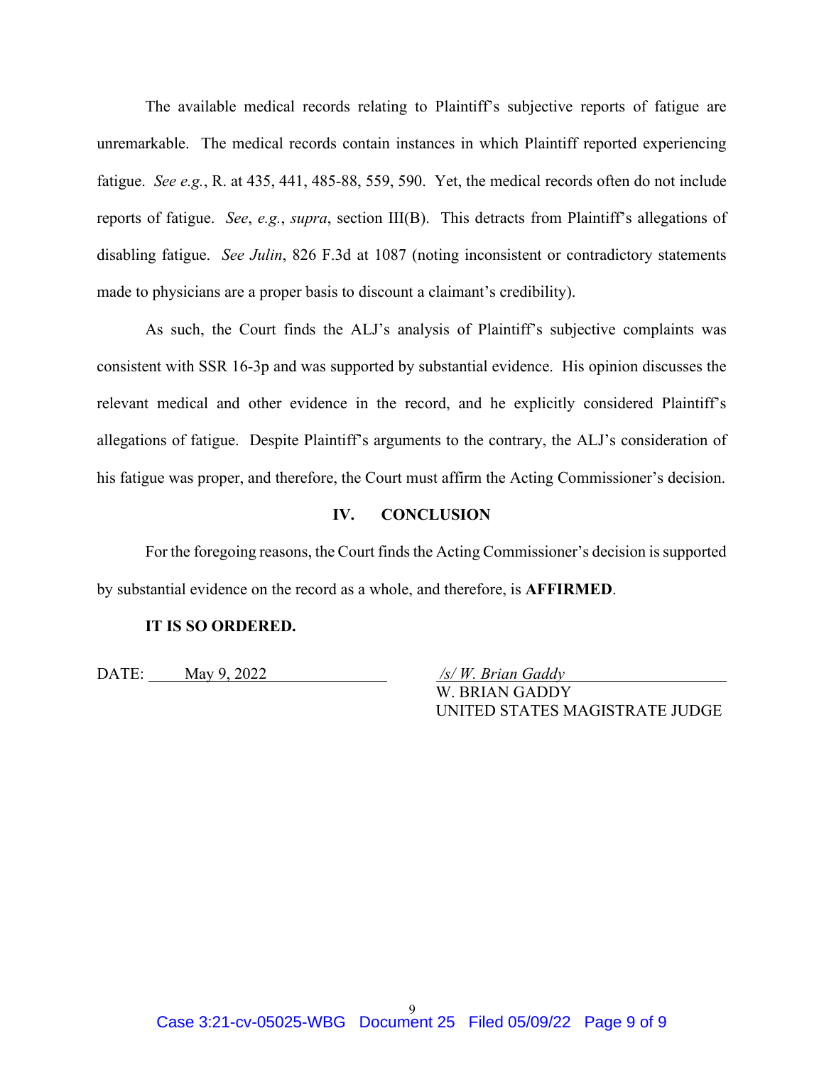The available medical records relating to Plaintiff's subjective reports of fatigue are unremarkable. The medical records contain instances in which Plaintiff reported experiencing fatigue. *See e.g.*, R. at 435, 441, 485-88, 559, 590. Yet, the medical records often do not include reports of fatigue. *See*, *e.g.*, *supra*, section III(B). This detracts from Plaintiff's allegations of disabling fatigue. *See Julin*, 826 F.3d at 1087 (noting inconsistent or contradictory statements made to physicians are a proper basis to discount a claimant's credibility).

As such, the Court finds the ALJ's analysis of Plaintiff's subjective complaints was consistent with SSR 16-3p and was supported by substantial evidence. His opinion discusses the relevant medical and other evidence in the record, and he explicitly considered Plaintiff's allegations of fatigue. Despite Plaintiff's arguments to the contrary, the ALJ's consideration of his fatigue was proper, and therefore, the Court must affirm the Acting Commissioner's decision.

## IV. CONCLUSION

For the foregoing reasons, the Court finds the Acting Commissioner's decision is supported by substantial evidence on the record as a whole, and therefore, is **AFFIRMED**.

**IT IS SO ORDERED.**

DATE: May 9, 2022

*/s/ W. Brian Gaddy*
W. BRIAN GADDY
UNITED STATES MAGISTRATE JUDGE